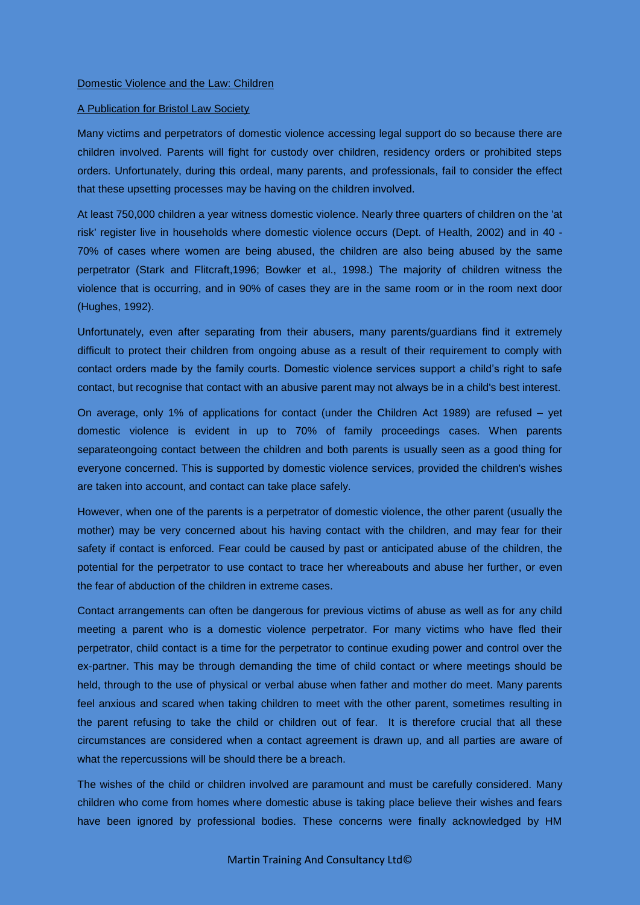Domestic Violence and the Law: Children

A Publication for Bristol Law Society

Many victims and perpetrators of domestic violence accessing legal support do so because there are children involved. Parents will fight for custody over children, residency orders or prohibited steps orders. Unfortunately, during this ordeal, many parents, and professionals, fail to consider the effect that these upsetting processes may be having on the children involved.

At least 750,000 children a year witness domestic violence. Nearly three quarters of children on the 'at risk' register live in households where domestic violence occurs (Dept. of Health, 2002) and in 40 - 70% of cases where women are being abused, the children are also being abused by the same perpetrator (Stark and Flitcraft,1996; Bowker et al., 1998.) The majority of children witness the violence that is occurring, and in 90% of cases they are in the same room or in the room next door (Hughes, 1992).

Unfortunately, even after separating from their abusers, many parents/guardians find it extremely difficult to protect their children from ongoing abuse as a result of their requirement to comply with contact orders made by the family courts. Domestic violence services support a child's right to safe contact, but recognise that contact with an abusive parent may not always be in a child's best interest.

On average, only 1% of applications for contact (under the Children Act 1989) are refused – yet domestic violence is evident in up to 70% of family proceedings cases. When parents separateongoing contact between the children and both parents is usually seen as a good thing for everyone concerned. This is supported by domestic violence services, provided the children's wishes are taken into account, and contact can take place safely.

However, when one of the parents is a perpetrator of domestic violence, the other parent (usually the mother) may be very concerned about his having contact with the children, and may fear for their safety if contact is enforced. Fear could be caused by past or anticipated abuse of the children, the potential for the perpetrator to use contact to trace her whereabouts and abuse her further, or even the fear of abduction of the children in extreme cases.

Contact arrangements can often be dangerous for previous victims of abuse as well as for any child meeting a parent who is a domestic violence perpetrator. For many victims who have fled their perpetrator, child contact is a time for the perpetrator to continue exuding power and control over the ex-partner. This may be through demanding the time of child contact or where meetings should be held, through to the use of physical or verbal abuse when father and mother do meet. Many parents feel anxious and scared when taking children to meet with the other parent, sometimes resulting in the parent refusing to take the child or children out of fear. It is therefore crucial that all these circumstances are considered when a contact agreement is drawn up, and all parties are aware of what the repercussions will be should there be a breach.

The wishes of the child or children involved are paramount and must be carefully considered. Many children who come from homes where domestic abuse is taking place believe their wishes and fears have been ignored by professional bodies. These concerns were finally acknowledged by HM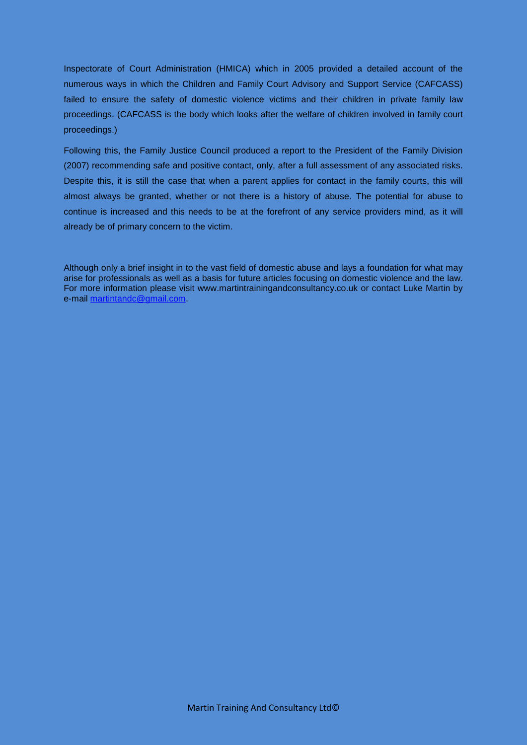Inspectorate of Court Administration (HMICA) which in 2005 provided a detailed account of the numerous ways in which the Children and Family Court Advisory and Support Service (CAFCASS) failed to ensure the safety of domestic violence victims and their children in private family law proceedings. (CAFCASS is the body which looks after the welfare of children involved in family court proceedings.)

Following this, the Family Justice Council produced a report to the President of the Family Division (2007) recommending safe and positive contact, only, after a full assessment of any associated risks. Despite this, it is still the case that when a parent applies for contact in the family courts, this will almost always be granted, whether or not there is a history of abuse. The potential for abuse to continue is increased and this needs to be at the forefront of any service providers mind, as it will already be of primary concern to the victim.

Although only a brief insight in to the vast field of domestic abuse and lays a foundation for what may arise for professionals as well as a basis for future articles focusing on domestic violence and the law. For more information please visit www.martintrainingandconsultancy.co.uk or contact Luke Martin by e-mail martintandc@gmail.com.

Martin Training And Consultancy Ltd©